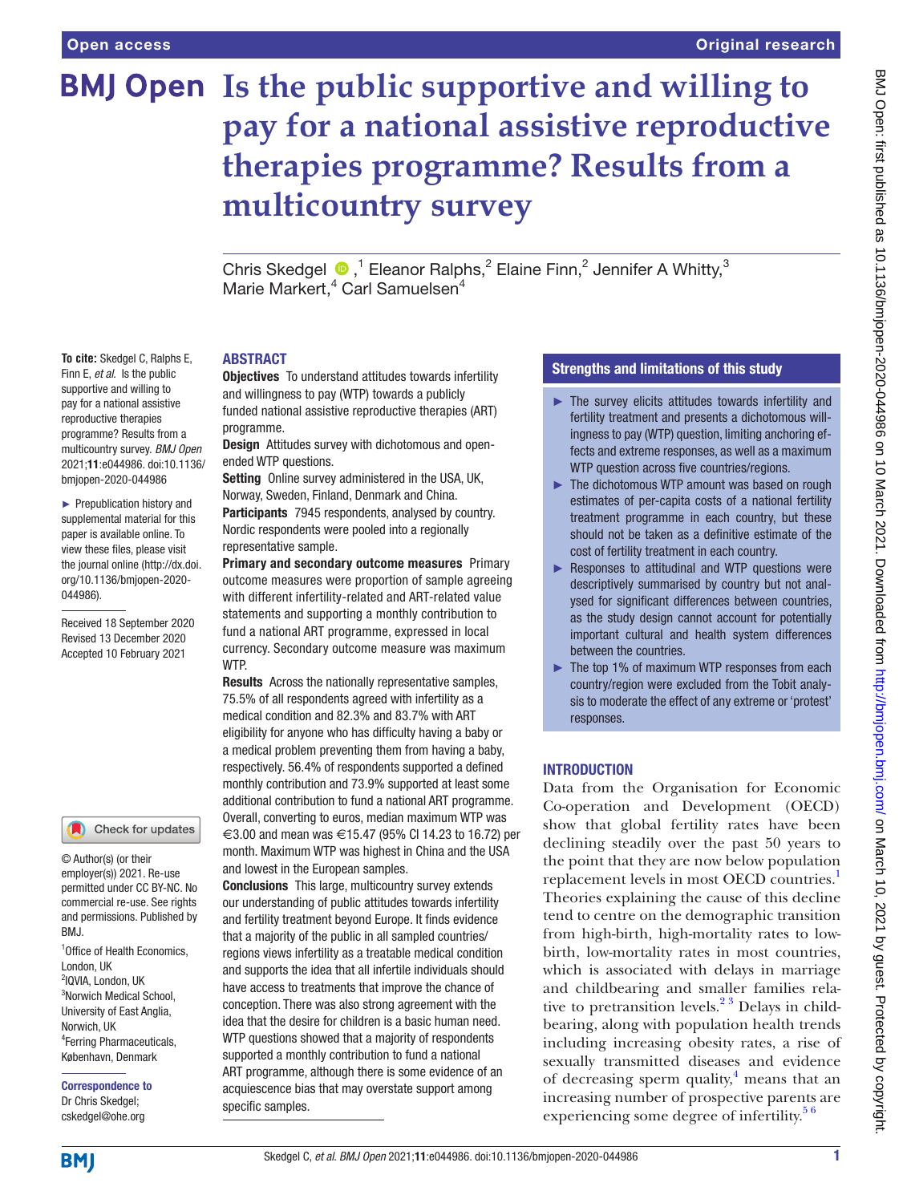# Is the public supportive and willing to pay for a national assistive reproductive therapies programme? Results from a multicountry survey

Chris Skedgel,[1] Eleanor Ralphs,[2] Elaine Finn,[2] Jennifer A Whitty,[3] Marie Markert,[4] Carl Samuelsen[4]

**To cite:** Skedgel C, Ralphs E, Finn E, *et al*. Is the public supportive and willing to pay for a national assistive reproductive therapies programme? Results from a multicountry survey. *BMJ Open* 2021;**11**:e044986. doi:10.1136/bmjopen-2020-044986

► Prepublication history and supplemental material for this paper is available online. To view these files, please visit the journal online (http://dx.doi.org/10.1136/bmjopen-2020-044986).

Received 18 September 2020
Revised 13 December 2020
Accepted 10 February 2021

© Author(s) (or their employer(s)) 2021. Re-use permitted under CC BY-NC. No commercial re-use. See rights and permissions. Published by BMJ.

[1]Office of Health Economics, London, UK
[2]IQVIA, London, UK
[3]Norwich Medical School, University of East Anglia, Norwich, UK
[4]Ferring Pharmaceuticals, København, Denmark

**Correspondence to**
Dr Chris Skedgel;
cskedgel@ohe.org

## ABSTRACT

**Objectives** To understand attitudes towards infertility and willingness to pay (WTP) towards a publicly funded national assistive reproductive therapies (ART) programme.

**Design** Attitudes survey with dichotomous and open-ended WTP questions.

**Setting** Online survey administered in the USA, UK, Norway, Sweden, Finland, Denmark and China.

**Participants** 7945 respondents, analysed by country. Nordic respondents were pooled into a regionally representative sample.

**Primary and secondary outcome measures** Primary outcome measures were proportion of sample agreeing with different infertility-related and ART-related value statements and supporting a monthly contribution to fund a national ART programme, expressed in local currency. Secondary outcome measure was maximum WTP.

**Results** Across the nationally representative samples, 75.5% of all respondents agreed with infertility as a medical condition and 82.3% and 83.7% with ART eligibility for anyone who has difficulty having a baby or a medical problem preventing them from having a baby, respectively. 56.4% of respondents supported a defined monthly contribution and 73.9% supported at least some additional contribution to fund a national ART programme. Overall, converting to euros, median maximum WTP was €3.00 and mean was €15.47 (95% CI 14.23 to 16.72) per month. Maximum WTP was highest in China and the USA and lowest in the European samples.

**Conclusions** This large, multicountry survey extends our understanding of public attitudes towards infertility and fertility treatment beyond Europe. It finds evidence that a majority of the public in all sampled countries/regions views infertility as a treatable medical condition and supports the idea that all infertile individuals should have access to treatments that improve the chance of conception. There was also strong agreement with the idea that the desire for children is a basic human need. WTP questions showed that a majority of respondents supported a monthly contribution to fund a national ART programme, although there is some evidence of an acquiescence bias that may overstate support among specific samples.

## Strengths and limitations of this study

- ► The survey elicits attitudes towards infertility and fertility treatment and presents a dichotomous willingness to pay (WTP) question, limiting anchoring effects and extreme responses, as well as a maximum WTP question across five countries/regions.
- ► The dichotomous WTP amount was based on rough estimates of per-capita costs of a national fertility treatment programme in each country, but these should not be taken as a definitive estimate of the cost of fertility treatment in each country.
- ► Responses to attitudinal and WTP questions were descriptively summarised by country but not analysed for significant differences between countries, as the study design cannot account for potentially important cultural and health system differences between the countries.
- ► The top 1% of maximum WTP responses from each country/region were excluded from the Tobit analysis to moderate the effect of any extreme or 'protest' responses.

## INTRODUCTION

Data from the Organisation for Economic Co-operation and Development (OECD) show that global fertility rates have been declining steadily over the past 50 years to the point that they are now below population replacement levels in most OECD countries.[1] Theories explaining the cause of this decline tend to centre on the demographic transition from high-birth, high-mortality rates to low-birth, low-mortality rates in most countries, which is associated with delays in marriage and childbearing and smaller families relative to pretransition levels.[2,3] Delays in childbearing, along with population health trends including increasing obesity rates, a rise of sexually transmitted diseases and evidence of decreasing sperm quality,[4] means that an increasing number of prospective parents are experiencing some degree of infertility.[5,6]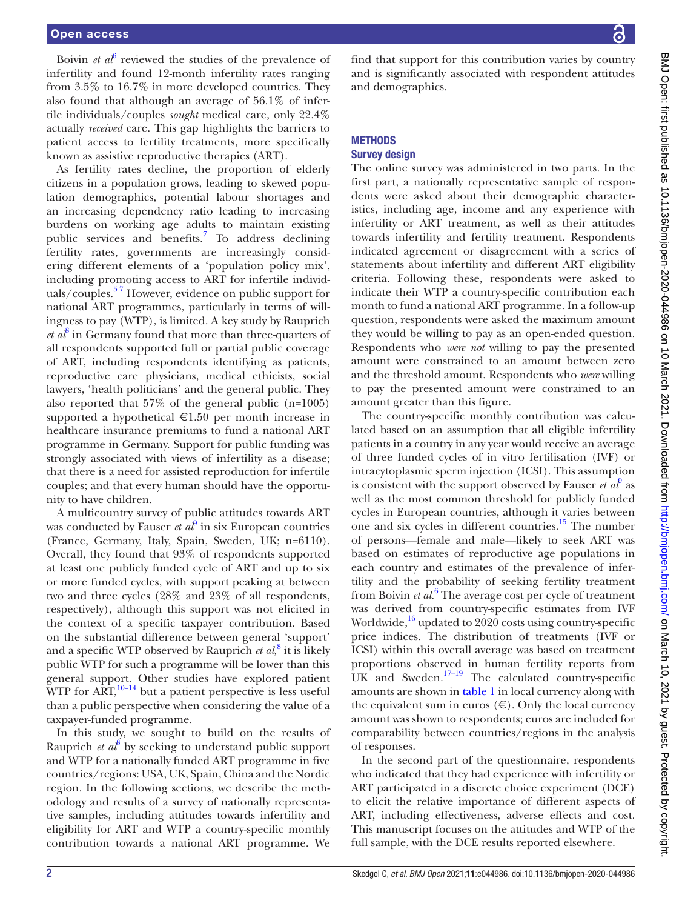Boivin *et al*[6] reviewed the studies of the prevalence of infertility and found 12-month infertility rates ranging from 3.5% to 16.7% in more developed countries. They also found that although an average of 56.1% of infertile individuals/couples *sought* medical care, only 22.4% actually *received* care. This gap highlights the barriers to patient access to fertility treatments, more specifically known as assistive reproductive therapies (ART).

As fertility rates decline, the proportion of elderly citizens in a population grows, leading to skewed population demographics, potential labour shortages and an increasing dependency ratio leading to increasing burdens on working age adults to maintain existing public services and benefits.[7] To address declining fertility rates, governments are increasingly considering different elements of a 'population policy mix', including promoting access to ART for infertile individuals/couples.[5 7] However, evidence on public support for national ART programmes, particularly in terms of willingness to pay (WTP), is limited. A key study by Rauprich *et al*[8] in Germany found that more than three-quarters of all respondents supported full or partial public coverage of ART, including respondents identifying as patients, reproductive care physicians, medical ethicists, social lawyers, 'health politicians' and the general public. They also reported that 57% of the general public (n=1005) supported a hypothetical €1.50 per month increase in healthcare insurance premiums to fund a national ART programme in Germany. Support for public funding was strongly associated with views of infertility as a disease; that there is a need for assisted reproduction for infertile couples; and that every human should have the opportunity to have children.

A multicountry survey of public attitudes towards ART was conducted by Fauser *et al*[9] in six European countries (France, Germany, Italy, Spain, Sweden, UK; n=6110). Overall, they found that 93% of respondents supported at least one publicly funded cycle of ART and up to six or more funded cycles, with support peaking at between two and three cycles (28% and 23% of all respondents, respectively), although this support was not elicited in the context of a specific taxpayer contribution. Based on the substantial difference between general 'support' and a specific WTP observed by Rauprich *et al*,[8] it is likely public WTP for such a programme will be lower than this general support. Other studies have explored patient WTP for ART,[10–14] but a patient perspective is less useful than a public perspective when considering the value of a taxpayer-funded programme.

In this study, we sought to build on the results of Rauprich *et al*[8] by seeking to understand public support and WTP for a nationally funded ART programme in five countries/regions: USA, UK, Spain, China and the Nordic region. In the following sections, we describe the methodology and results of a survey of nationally representative samples, including attitudes towards infertility and eligibility for ART and WTP a country-specific monthly contribution towards a national ART programme. We find that support for this contribution varies by country and is significantly associated with respondent attitudes and demographics.

## METHODS

### Survey design

The online survey was administered in two parts. In the first part, a nationally representative sample of respondents were asked about their demographic characteristics, including age, income and any experience with infertility or ART treatment, as well as their attitudes towards infertility and fertility treatment. Respondents indicated agreement or disagreement with a series of statements about infertility and different ART eligibility criteria. Following these, respondents were asked to indicate their WTP a country-specific contribution each month to fund a national ART programme. In a follow-up question, respondents were asked the maximum amount they would be willing to pay as an open-ended question. Respondents who *were not* willing to pay the presented amount were constrained to an amount between zero and the threshold amount. Respondents who *were* willing to pay the presented amount were constrained to an amount greater than this figure.

The country-specific monthly contribution was calculated based on an assumption that all eligible infertility patients in a country in any year would receive an average of three funded cycles of in vitro fertilisation (IVF) or intracytoplasmic sperm injection (ICSI). This assumption is consistent with the support observed by Fauser *et al*[9] as well as the most common threshold for publicly funded cycles in European countries, although it varies between one and six cycles in different countries.[15] The number of persons—female and male—likely to seek ART was based on estimates of reproductive age populations in each country and estimates of the prevalence of infertility and the probability of seeking fertility treatment from Boivin *et al*.[6] The average cost per cycle of treatment was derived from country-specific estimates from IVF Worldwide,[16] updated to 2020 costs using country-specific price indices. The distribution of treatments (IVF or ICSI) within this overall average was based on treatment proportions observed in human fertility reports from UK and Sweden.[17–19] The calculated country-specific amounts are shown in table 1 in local currency along with the equivalent sum in euros (€). Only the local currency amount was shown to respondents; euros are included for comparability between countries/regions in the analysis of responses.

In the second part of the questionnaire, respondents who indicated that they had experience with infertility or ART participated in a discrete choice experiment (DCE) to elicit the relative importance of different aspects of ART, including effectiveness, adverse effects and cost. This manuscript focuses on the attitudes and WTP of the full sample, with the DCE results reported elsewhere.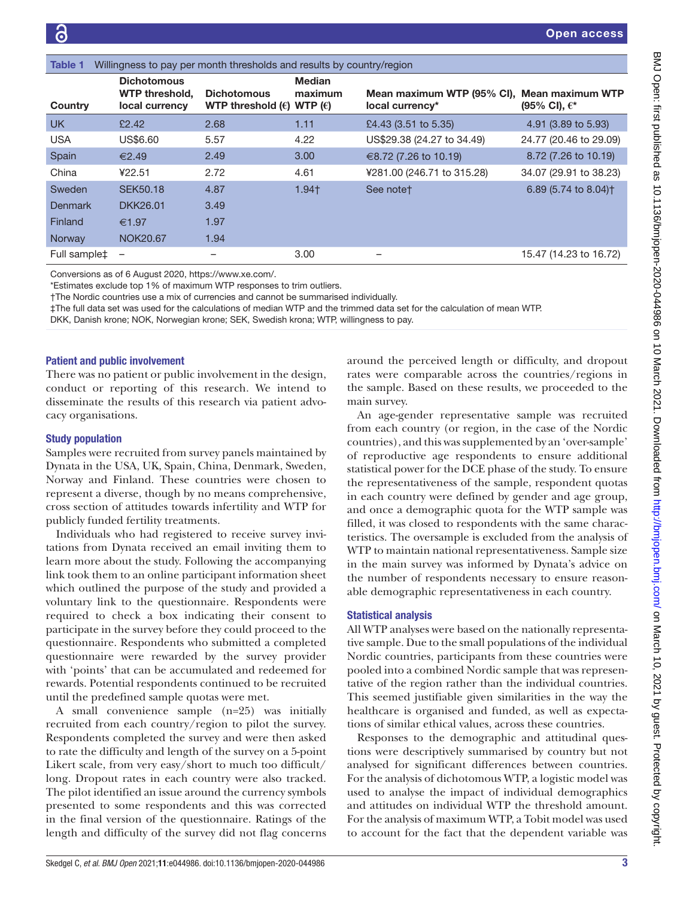**Table 1** Willingness to pay per month thresholds and results by country/region

| Country | Dichotomous WTP threshold, local currency | Dichotomous WTP threshold (€) | Median maximum WTP (€) | Mean maximum WTP (95% CI), local currency* | Mean maximum WTP (95% CI), €* |
|---|---|---|---|---|---|
| UK | £2.42 | 2.68 | 1.11 | £4.43 (3.51 to 5.35) | 4.91 (3.89 to 5.93) |
| USA | US$6.60 | 5.57 | 4.22 | US$29.38 (24.27 to 34.49) | 24.77 (20.46 to 29.09) |
| Spain | €2.49 | 2.49 | 3.00 | €8.72 (7.26 to 10.19) | 8.72 (7.26 to 10.19) |
| China | ¥22.51 | 2.72 | 4.61 | ¥281.00 (246.71 to 315.28) | 34.07 (29.91 to 38.23) |
| Sweden | SEK50.18 | 4.87 | 1.94† | See note† | 6.89 (5.74 to 8.04)† |
| Denmark | DKK26.01 | 3.49 | | | |
| Finland | €1.97 | 1.97 | | | |
| Norway | NOK20.67 | 1.94 | | | |
| Full sample‡ | – | – | 3.00 | – | 15.47 (14.23 to 16.72) |

Conversions as of 6 August 2020, https://www.xe.com/.

*Estimates exclude top 1% of maximum WTP responses to trim outliers.

†The Nordic countries use a mix of currencies and cannot be summarised individually.

‡The full data set was used for the calculations of median WTP and the trimmed data set for the calculation of mean WTP.

DKK, Danish krone; NOK, Norwegian krone; SEK, Swedish krona; WTP, willingness to pay.

## Patient and public involvement

There was no patient or public involvement in the design, conduct or reporting of this research. We intend to disseminate the results of this research via patient advocacy organisations.

## Study population

Samples were recruited from survey panels maintained by Dynata in the USA, UK, Spain, China, Denmark, Sweden, Norway and Finland. These countries were chosen to represent a diverse, though by no means comprehensive, cross section of attitudes towards infertility and WTP for publicly funded fertility treatments.

Individuals who had registered to receive survey invitations from Dynata received an email inviting them to learn more about the study. Following the accompanying link took them to an online participant information sheet which outlined the purpose of the study and provided a voluntary link to the questionnaire. Respondents were required to check a box indicating their consent to participate in the survey before they could proceed to the questionnaire. Respondents who submitted a completed questionnaire were rewarded by the survey provider with 'points' that can be accumulated and redeemed for rewards. Potential respondents continued to be recruited until the predefined sample quotas were met.

A small convenience sample (n=25) was initially recruited from each country/region to pilot the survey. Respondents completed the survey and were then asked to rate the difficulty and length of the survey on a 5-point Likert scale, from very easy/short to much too difficult/long. Dropout rates in each country were also tracked. The pilot identified an issue around the currency symbols presented to some respondents and this was corrected in the final version of the questionnaire. Ratings of the length and difficulty of the survey did not flag concerns around the perceived length or difficulty, and dropout rates were comparable across the countries/regions in the sample. Based on these results, we proceeded to the main survey.

An age-gender representative sample was recruited from each country (or region, in the case of the Nordic countries), and this was supplemented by an 'over-sample' of reproductive age respondents to ensure additional statistical power for the DCE phase of the study. To ensure the representativeness of the sample, respondent quotas in each country were defined by gender and age group, and once a demographic quota for the WTP sample was filled, it was closed to respondents with the same characteristics. The oversample is excluded from the analysis of WTP to maintain national representativeness. Sample size in the main survey was informed by Dynata's advice on the number of respondents necessary to ensure reasonable demographic representativeness in each country.

## Statistical analysis

All WTP analyses were based on the nationally representative sample. Due to the small populations of the individual Nordic countries, participants from these countries were pooled into a combined Nordic sample that was representative of the region rather than the individual countries. This seemed justifiable given similarities in the way the healthcare is organised and funded, as well as expectations of similar ethical values, across these countries.

Responses to the demographic and attitudinal questions were descriptively summarised by country but not analysed for significant differences between countries. For the analysis of dichotomous WTP, a logistic model was used to analyse the impact of individual demographics and attitudes on individual WTP the threshold amount. For the analysis of maximum WTP, a Tobit model was used to account for the fact that the dependent variable was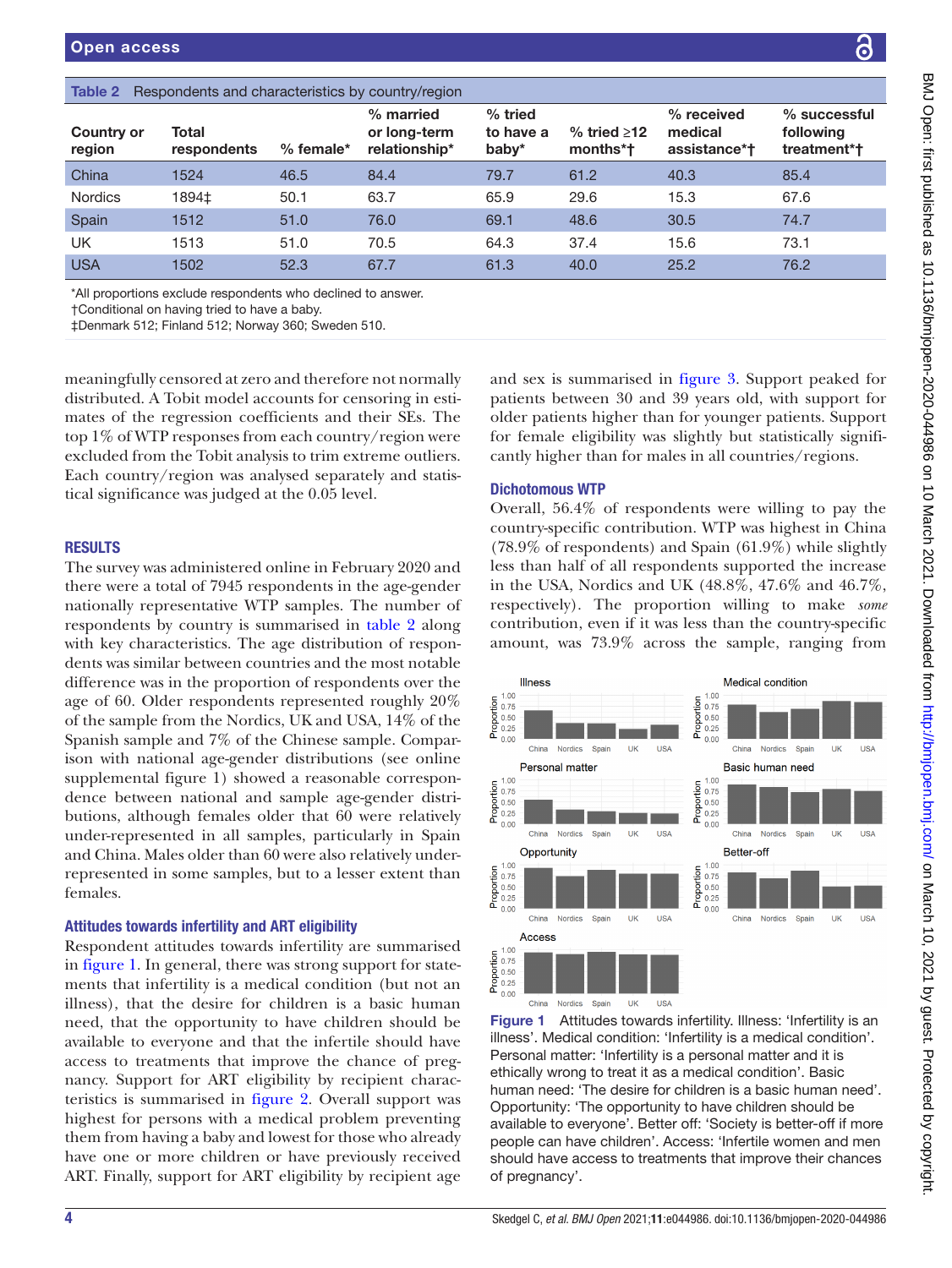Table 2 Respondents and characteristics by country/region

| Country or region | Total respondents | % female* | % married or long-term relationship* | % tried to have a baby* | % tried ≥12 months*† | % received medical assistance*† | % successful following treatment*† |
|---|---|---|---|---|---|---|---|
| China | 1524 | 46.5 | 84.4 | 79.7 | 61.2 | 40.3 | 85.4 |
| Nordics | 1894‡ | 50.1 | 63.7 | 65.9 | 29.6 | 15.3 | 67.6 |
| Spain | 1512 | 51.0 | 76.0 | 69.1 | 48.6 | 30.5 | 74.7 |
| UK | 1513 | 51.0 | 70.5 | 64.3 | 37.4 | 15.6 | 73.1 |
| USA | 1502 | 52.3 | 67.7 | 61.3 | 40.0 | 25.2 | 76.2 |

*All proportions exclude respondents who declined to answer.
†Conditional on having tried to have a baby.
‡Denmark 512; Finland 512; Norway 360; Sweden 510.

meaningfully censored at zero and therefore not normally distributed. A Tobit model accounts for censoring in estimates of the regression coefficients and their SEs. The top 1% of WTP responses from each country/region were excluded from the Tobit analysis to trim extreme outliers. Each country/region was analysed separately and statistical significance was judged at the 0.05 level.

## RESULTS

The survey was administered online in February 2020 and there were a total of 7945 respondents in the age-gender nationally representative WTP samples. The number of respondents by country is summarised in table 2 along with key characteristics. The age distribution of respondents was similar between countries and the most notable difference was in the proportion of respondents over the age of 60. Older respondents represented roughly 20% of the sample from the Nordics, UK and USA, 14% of the Spanish sample and 7% of the Chinese sample. Comparison with national age-gender distributions (see online supplemental figure 1) showed a reasonable correspondence between national and sample age-gender distributions, although females older that 60 were relatively under-represented in all samples, particularly in Spain and China. Males older than 60 were also relatively under-represented in some samples, but to a lesser extent than females.

### Attitudes towards infertility and ART eligibility

Respondent attitudes towards infertility are summarised in figure 1. In general, there was strong support for statements that infertility is a medical condition (but not an illness), that the desire for children is a basic human need, that the opportunity to have children should be available to everyone and that the infertile should have access to treatments that improve the chance of pregnancy. Support for ART eligibility by recipient characteristics is summarised in figure 2. Overall support was highest for persons with a medical problem preventing them from having a baby and lowest for those who already have one or more children or have previously received ART. Finally, support for ART eligibility by recipient age and sex is summarised in figure 3. Support peaked for patients between 30 and 39 years old, with support for older patients higher than for younger patients. Support for female eligibility was slightly but statistically significantly higher than for males in all countries/regions.

### Dichotomous WTP

Overall, 56.4% of respondents were willing to pay the country-specific contribution. WTP was highest in China (78.9% of respondents) and Spain (61.9%) while slightly less than half of all respondents supported the increase in the USA, Nordics and UK (48.8%, 47.6% and 46.7%, respectively). The proportion willing to make *some* contribution, even if it was less than the country-specific amount, was 73.9% across the sample, ranging from

Figure 1 Attitudes towards infertility. Illness: 'Infertility is an illness'. Medical condition: 'Infertility is a medical condition'. Personal matter: 'Infertility is a personal matter and it is ethically wrong to treat it as a medical condition'. Basic human need: 'The desire for children is a basic human need'. Opportunity: 'The opportunity to have children should be available to everyone'. Better off: 'Society is better-off if more people can have children'. Access: 'Infertile women and men should have access to treatments that improve their chances of pregnancy'.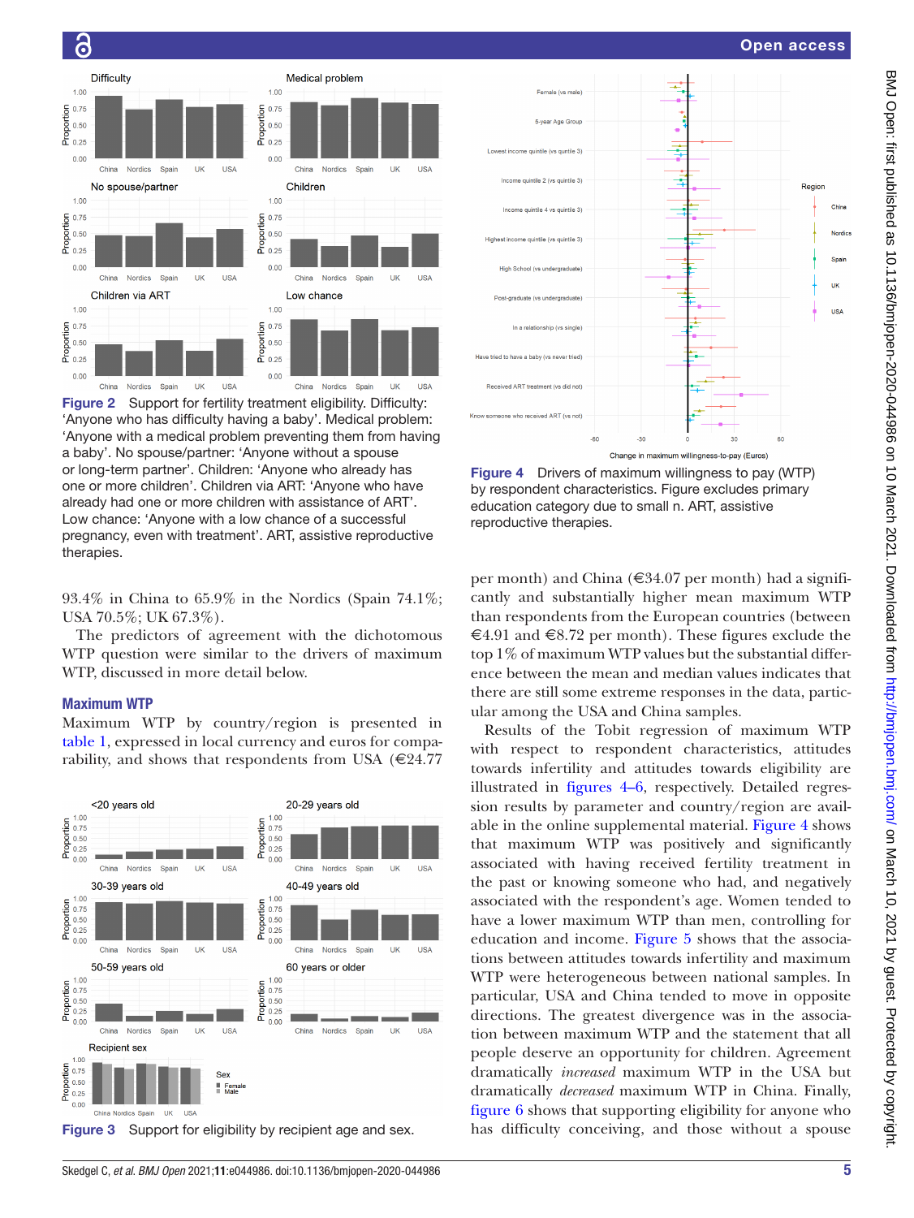Figure 2 Support for fertility treatment eligibility. Difficulty: 'Anyone who has difficulty having a baby'. Medical problem: 'Anyone with a medical problem preventing them from having a baby'. No spouse/partner: 'Anyone without a spouse or long-term partner'. Children: 'Anyone who already has one or more children'. Children via ART: 'Anyone who have already had one or more children with assistance of ART'. Low chance: 'Anyone with a low chance of a successful pregnancy, even with treatment'. ART, assistive reproductive therapies.

Figure 4 Drivers of maximum willingness to pay (WTP) by respondent characteristics. Figure excludes primary education category due to small n. ART, assistive reproductive therapies.

93.4% in China to 65.9% in the Nordics (Spain 74.1%; USA 70.5%; UK 67.3%).

The predictors of agreement with the dichotomous WTP question were similar to the drivers of maximum WTP, discussed in more detail below.

## Maximum WTP

Maximum WTP by country/region is presented in table 1, expressed in local currency and euros for comparability, and shows that respondents from USA (€24.77 per month) and China (€34.07 per month) had a significantly and substantially higher mean maximum WTP than respondents from the European countries (between €4.91 and €8.72 per month). These figures exclude the top 1% of maximum WTP values but the substantial difference between the mean and median values indicates that there are still some extreme responses in the data, particular among the USA and China samples.

Results of the Tobit regression of maximum WTP with respect to respondent characteristics, attitudes towards infertility and attitudes towards eligibility are illustrated in figures 4–6, respectively. Detailed regression results by parameter and country/region are available in the online supplemental material. Figure 4 shows that maximum WTP was positively and significantly associated with having received fertility treatment in the past or knowing someone who had, and negatively associated with the respondent's age. Women tended to have a lower maximum WTP than men, controlling for education and income. Figure 5 shows that the associations between attitudes towards infertility and maximum WTP were heterogeneous between national samples. In particular, USA and China tended to move in opposite directions. The greatest divergence was in the association between maximum WTP and the statement that all people deserve an opportunity for children. Agreement dramatically *increased* maximum WTP in the USA but dramatically *decreased* maximum WTP in China. Finally, figure 6 shows that supporting eligibility for anyone who has difficulty conceiving, and those without a spouse

Figure 3 Support for eligibility by recipient age and sex.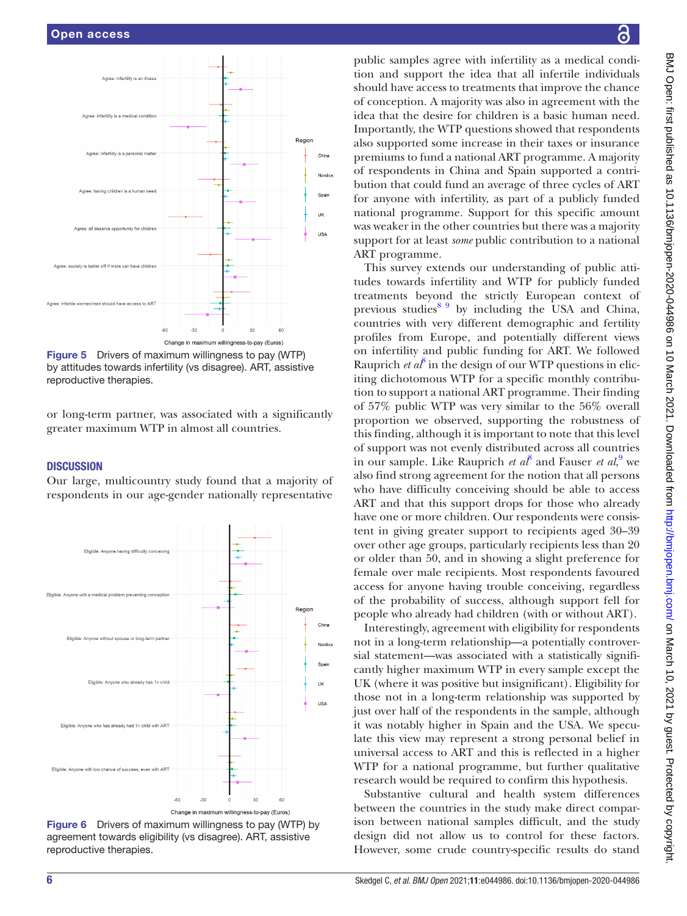Figure 5 Drivers of maximum willingness to pay (WTP) by attitudes towards infertility (vs disagree). ART, assistive reproductive therapies.

or long-term partner, was associated with a significantly greater maximum WTP in almost all countries.

## DISCUSSION

Our large, multicountry study found that a majority of respondents in our age-gender nationally representative public samples agree with infertility as a medical condition and support the idea that all infertile individuals should have access to treatments that improve the chance of conception. A majority was also in agreement with the idea that the desire for children is a basic human need. Importantly, the WTP questions showed that respondents also supported some increase in their taxes or insurance premiums to fund a national ART programme. A majority of respondents in China and Spain supported a contribution that could fund an average of three cycles of ART for anyone with infertility, as part of a publicly funded national programme. Support for this specific amount was weaker in the other countries but there was a majority support for at least *some* public contribution to a national ART programme.

This survey extends our understanding of public attitudes towards infertility and WTP for publicly funded treatments beyond the strictly European context of previous studies[8 9] by including the USA and China, countries with very different demographic and fertility profiles from Europe, and potentially different views on infertility and public funding for ART. We followed Rauprich *et al*[8] in the design of our WTP questions in eliciting dichotomous WTP for a specific monthly contribution to support a national ART programme. Their finding of 57% public WTP was very similar to the 56% overall proportion we observed, supporting the robustness of this finding, although it is important to note that this level of support was not evenly distributed across all countries in our sample. Like Rauprich *et al*[8] and Fauser *et al*,[9] we also find strong agreement for the notion that all persons who have difficulty conceiving should be able to access ART and that this support drops for those who already have one or more children. Our respondents were consistent in giving greater support to recipients aged 30–39 over other age groups, particularly recipients less than 20 or older than 50, and in showing a slight preference for female over male recipients. Most respondents favoured access for anyone having trouble conceiving, regardless of the probability of success, although support fell for people who already had children (with or without ART).

Interestingly, agreement with eligibility for respondents not in a long-term relationship—a potentially controversial statement—was associated with a statistically significantly higher maximum WTP in every sample except the UK (where it was positive but insignificant). Eligibility for those not in a long-term relationship was supported by just over half of the respondents in the sample, although it was notably higher in Spain and the USA. We speculate this view may represent a strong personal belief in universal access to ART and this is reflected in a higher WTP for a national programme, but further qualitative research would be required to confirm this hypothesis.

Substantive cultural and health system differences between the countries in the study make direct comparison between national samples difficult, and the study design did not allow us to control for these factors. However, some crude country-specific results do stand

Figure 6 Drivers of maximum willingness to pay (WTP) by agreement towards eligibility (vs disagree). ART, assistive reproductive therapies.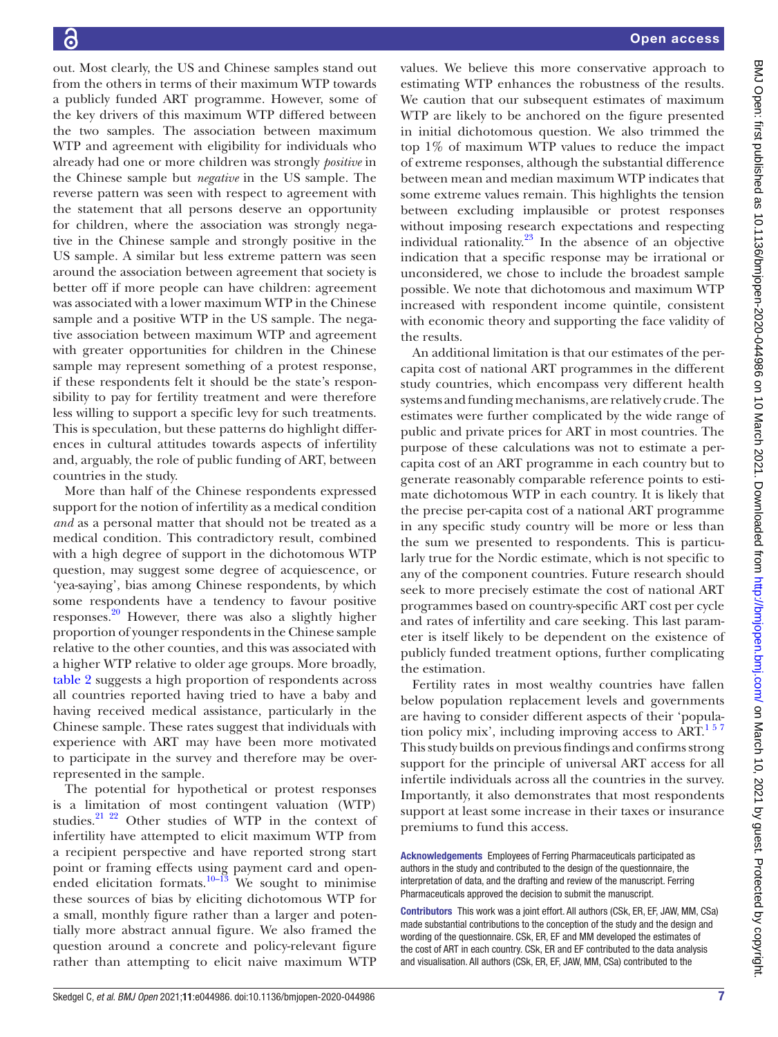out. Most clearly, the US and Chinese samples stand out from the others in terms of their maximum WTP towards a publicly funded ART programme. However, some of the key drivers of this maximum WTP differed between the two samples. The association between maximum WTP and agreement with eligibility for individuals who already had one or more children was strongly *positive* in the Chinese sample but *negative* in the US sample. The reverse pattern was seen with respect to agreement with the statement that all persons deserve an opportunity for children, where the association was strongly negative in the Chinese sample and strongly positive in the US sample. A similar but less extreme pattern was seen around the association between agreement that society is better off if more people can have children: agreement was associated with a lower maximum WTP in the Chinese sample and a positive WTP in the US sample. The negative association between maximum WTP and agreement with greater opportunities for children in the Chinese sample may represent something of a protest response, if these respondents felt it should be the state's responsibility to pay for fertility treatment and were therefore less willing to support a specific levy for such treatments. This is speculation, but these patterns do highlight differences in cultural attitudes towards aspects of infertility and, arguably, the role of public funding of ART, between countries in the study.

More than half of the Chinese respondents expressed support for the notion of infertility as a medical condition *and* as a personal matter that should not be treated as a medical condition. This contradictory result, combined with a high degree of support in the dichotomous WTP question, may suggest some degree of acquiescence, or 'yea-saying', bias among Chinese respondents, by which some respondents have a tendency to favour positive responses.[20] However, there was also a slightly higher proportion of younger respondents in the Chinese sample relative to the other counties, and this was associated with a higher WTP relative to older age groups. More broadly, table 2 suggests a high proportion of respondents across all countries reported having tried to have a baby and having received medical assistance, particularly in the Chinese sample. These rates suggest that individuals with experience with ART may have been more motivated to participate in the survey and therefore may be overrepresented in the sample.

The potential for hypothetical or protest responses is a limitation of most contingent valuation (WTP) studies.[21 22] Other studies of WTP in the context of infertility have attempted to elicit maximum WTP from a recipient perspective and have reported strong start point or framing effects using payment card and open-ended elicitation formats.[10–13] We sought to minimise these sources of bias by eliciting dichotomous WTP for a small, monthly figure rather than a larger and potentially more abstract annual figure. We also framed the question around a concrete and policy-relevant figure rather than attempting to elicit naive maximum WTP values. We believe this more conservative approach to estimating WTP enhances the robustness of the results. We caution that our subsequent estimates of maximum WTP are likely to be anchored on the figure presented in initial dichotomous question. We also trimmed the top 1% of maximum WTP values to reduce the impact of extreme responses, although the substantial difference between mean and median maximum WTP indicates that some extreme values remain. This highlights the tension between excluding implausible or protest responses without imposing research expectations and respecting individual rationality.[23] In the absence of an objective indication that a specific response may be irrational or unconsidered, we chose to include the broadest sample possible. We note that dichotomous and maximum WTP increased with respondent income quintile, consistent with economic theory and supporting the face validity of the results.

An additional limitation is that our estimates of the per-capita cost of national ART programmes in the different study countries, which encompass very different health systems and funding mechanisms, are relatively crude. The estimates were further complicated by the wide range of public and private prices for ART in most countries. The purpose of these calculations was not to estimate a per-capita cost of an ART programme in each country but to generate reasonably comparable reference points to estimate dichotomous WTP in each country. It is likely that the precise per-capita cost of a national ART programme in any specific study country will be more or less than the sum we presented to respondents. This is particularly true for the Nordic estimate, which is not specific to any of the component countries. Future research should seek to more precisely estimate the cost of national ART programmes based on country-specific ART cost per cycle and rates of infertility and care seeking. This last parameter is itself likely to be dependent on the existence of publicly funded treatment options, further complicating the estimation.

Fertility rates in most wealthy countries have fallen below population replacement levels and governments are having to consider different aspects of their 'population policy mix', including improving access to ART.[1 5 7] This study builds on previous findings and confirms strong support for the principle of universal ART access for all infertile individuals across all the countries in the survey. Importantly, it also demonstrates that most respondents support at least some increase in their taxes or insurance premiums to fund this access.

**Acknowledgements** Employees of Ferring Pharmaceuticals participated as authors in the study and contributed to the design of the questionnaire, the interpretation of data, and the drafting and review of the manuscript. Ferring Pharmaceuticals approved the decision to submit the manuscript.

**Contributors** This work was a joint effort. All authors (CSk, ER, EF, JAW, MM, CSa) made substantial contributions to the conception of the study and the design and wording of the questionnaire. CSk, ER, EF and MM developed the estimates of the cost of ART in each country. CSk, ER and EF contributed to the data analysis and visualisation. All authors (CSk, ER, EF, JAW, MM, CSa) contributed to the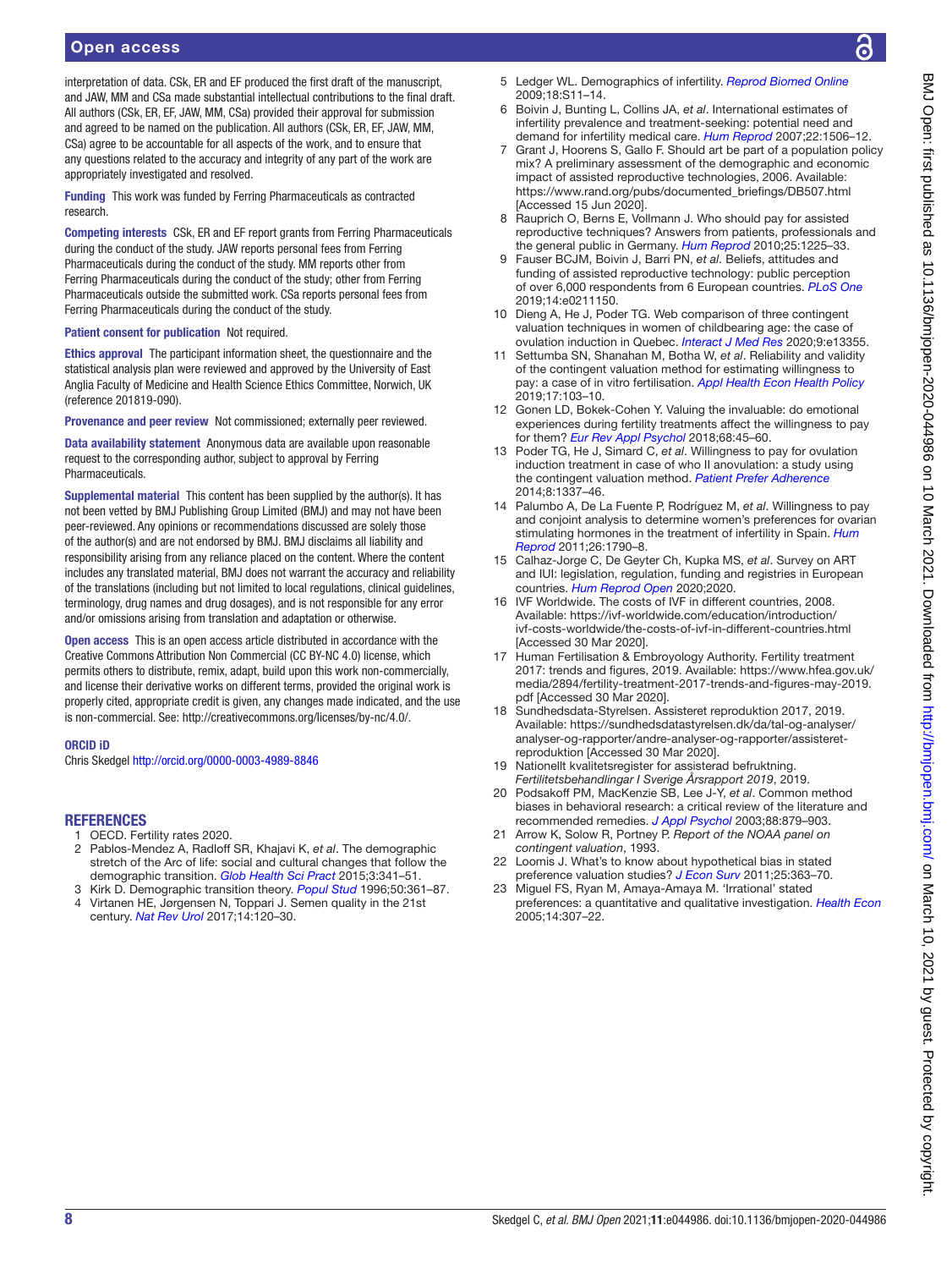interpretation of data. CSk, ER and EF produced the first draft of the manuscript, and JAW, MM and CSa made substantial intellectual contributions to the final draft. All authors (CSk, ER, EF, JAW, MM, CSa) provided their approval for submission and agreed to be named on the publication. All authors (CSk, ER, EF, JAW, MM, CSa) agree to be accountable for all aspects of the work, and to ensure that any questions related to the accuracy and integrity of any part of the work are appropriately investigated and resolved.

**Funding** This work was funded by Ferring Pharmaceuticals as contracted research.

**Competing interests** CSk, ER and EF report grants from Ferring Pharmaceuticals during the conduct of the study. JAW reports personal fees from Ferring Pharmaceuticals during the conduct of the study. MM reports other from Ferring Pharmaceuticals during the conduct of the study; other from Ferring Pharmaceuticals outside the submitted work. CSa reports personal fees from Ferring Pharmaceuticals during the conduct of the study.

**Patient consent for publication** Not required.

**Ethics approval** The participant information sheet, the questionnaire and the statistical analysis plan were reviewed and approved by the University of East Anglia Faculty of Medicine and Health Science Ethics Committee, Norwich, UK (reference 201819-090).

**Provenance and peer review** Not commissioned; externally peer reviewed.

**Data availability statement** Anonymous data are available upon reasonable request to the corresponding author, subject to approval by Ferring Pharmaceuticals.

**Supplemental material** This content has been supplied by the author(s). It has not been vetted by BMJ Publishing Group Limited (BMJ) and may not have been peer-reviewed. Any opinions or recommendations discussed are solely those of the author(s) and are not endorsed by BMJ. BMJ disclaims all liability and responsibility arising from any reliance placed on the content. Where the content includes any translated material, BMJ does not warrant the accuracy and reliability of the translations (including but not limited to local regulations, clinical guidelines, terminology, drug names and drug dosages), and is not responsible for any error and/or omissions arising from translation and adaptation or otherwise.

**Open access** This is an open access article distributed in accordance with the Creative Commons Attribution Non Commercial (CC BY-NC 4.0) license, which permits others to distribute, remix, adapt, build upon this work non-commercially, and license their derivative works on different terms, provided the original work is properly cited, appropriate credit is given, any changes made indicated, and the use is non-commercial. See: http://creativecommons.org/licenses/by-nc/4.0/.

**ORCID iD**

Chris Skedgel http://orcid.org/0000-0003-4989-8846

## REFERENCES

1. OECD. Fertility rates 2020.
2. Pablos-Mendez A, Radloff SR, Khajavi K, *et al*. The demographic stretch of the Arc of life: social and cultural changes that follow the demographic transition. *Glob Health Sci Pract* 2015;3:341–51.
3. Kirk D. Demographic transition theory. *Popul Stud* 1996;50:361–87.
4. Virtanen HE, Jørgensen N, Toppari J. Semen quality in the 21st century. *Nat Rev Urol* 2017;14:120–30.
5. Ledger WL. Demographics of infertility. *Reprod Biomed Online* 2009;18:S11–14.
6. Boivin J, Bunting L, Collins JA, *et al*. International estimates of infertility prevalence and treatment-seeking: potential need and demand for infertility medical care. *Hum Reprod* 2007;22:1506–12.
7. Grant J, Hoorens S, Gallo F. Should art be part of a population policy mix? A preliminary assessment of the demographic and economic impact of assisted reproductive technologies, 2006. Available: https://www.rand.org/pubs/documented_briefings/DB507.html [Accessed 15 Jun 2020].
8. Rauprich O, Berns E, Vollmann J. Who should pay for assisted reproductive techniques? Answers from patients, professionals and the general public in Germany. *Hum Reprod* 2010;25:1225–33.
9. Fauser BCJM, Boivin J, Barri PN, *et al*. Beliefs, attitudes and funding of assisted reproductive technology: public perception of over 6,000 respondents from 6 European countries. *PLoS One* 2019;14:e0211150.
10. Dieng A, He J, Poder TG. Web comparison of three contingent valuation techniques in women of childbearing age: the case of ovulation induction in Quebec. *Interact J Med Res* 2020;9:e13355.
11. Settumba SN, Shanahan M, Botha W, *et al*. Reliability and validity of the contingent valuation method for estimating willingness to pay: a case of in vitro fertilisation. *Appl Health Econ Health Policy* 2019;17:103–10.
12. Gonen LD, Bokek-Cohen Y. Valuing the invaluable: do emotional experiences during fertility treatments affect the willingness to pay for them? *Eur Rev Appl Psychol* 2018;68:45–60.
13. Poder TG, He J, Simard C, *et al*. Willingness to pay for ovulation induction treatment in case of who II anovulation: a study using the contingent valuation method. *Patient Prefer Adherence* 2014;8:1337–46.
14. Palumbo A, De La Fuente P, Rodríguez M, *et al*. Willingness to pay and conjoint analysis to determine women's preferences for ovarian stimulating hormones in the treatment of infertility in Spain. *Hum Reprod* 2011;26:1790–8.
15. Calhaz-Jorge C, De Geyter Ch, Kupka MS, *et al*. Survey on ART and IUI: legislation, regulation, funding and registries in European countries. *Hum Reprod Open* 2020;2020.
16. IVF Worldwide. The costs of IVF in different countries, 2008. Available: https://ivf-worldwide.com/education/introduction/ivf-costs-worldwide/the-costs-of-ivf-in-different-countries.html [Accessed 30 Mar 2020].
17. Human Fertilisation & Embryology Authority. Fertility treatment 2017: trends and figures, 2019. Available: https://www.hfea.gov.uk/media/2894/fertility-treatment-2017-trends-and-figures-may-2019.pdf [Accessed 30 Mar 2020].
18. Sundhedsdata-Styrelsen. Assisteret reproduktion 2017, 2019. Available: https://sundhedsdatastyrelsen.dk/da/tal-og-analyser/analyser-og-rapporter/andre-analyser-og-rapporter/assisteret-reproduktion [Accessed 30 Mar 2020].
19. Nationellt kvalitetsregister for assisterad befruktning. *Fertilitetsbehandlingar I Sverige Årsrapport 2019*, 2019.
20. Podsakoff PM, MacKenzie SB, Lee J-Y, *et al*. Common method biases in behavioral research: a critical review of the literature and recommended remedies. *J Appl Psychol* 2003;88:879–903.
21. Arrow K, Solow R, Portney P. *Report of the NOAA panel on contingent valuation*, 1993.
22. Loomis J. What's to know about hypothetical bias in stated preference valuation studies? *J Econ Surv* 2011;25:363–70.
23. Miguel FS, Ryan M, Amaya-Amaya M. 'Irrational' stated preferences: a quantitative and qualitative investigation. *Health Econ* 2005;14:307–22.